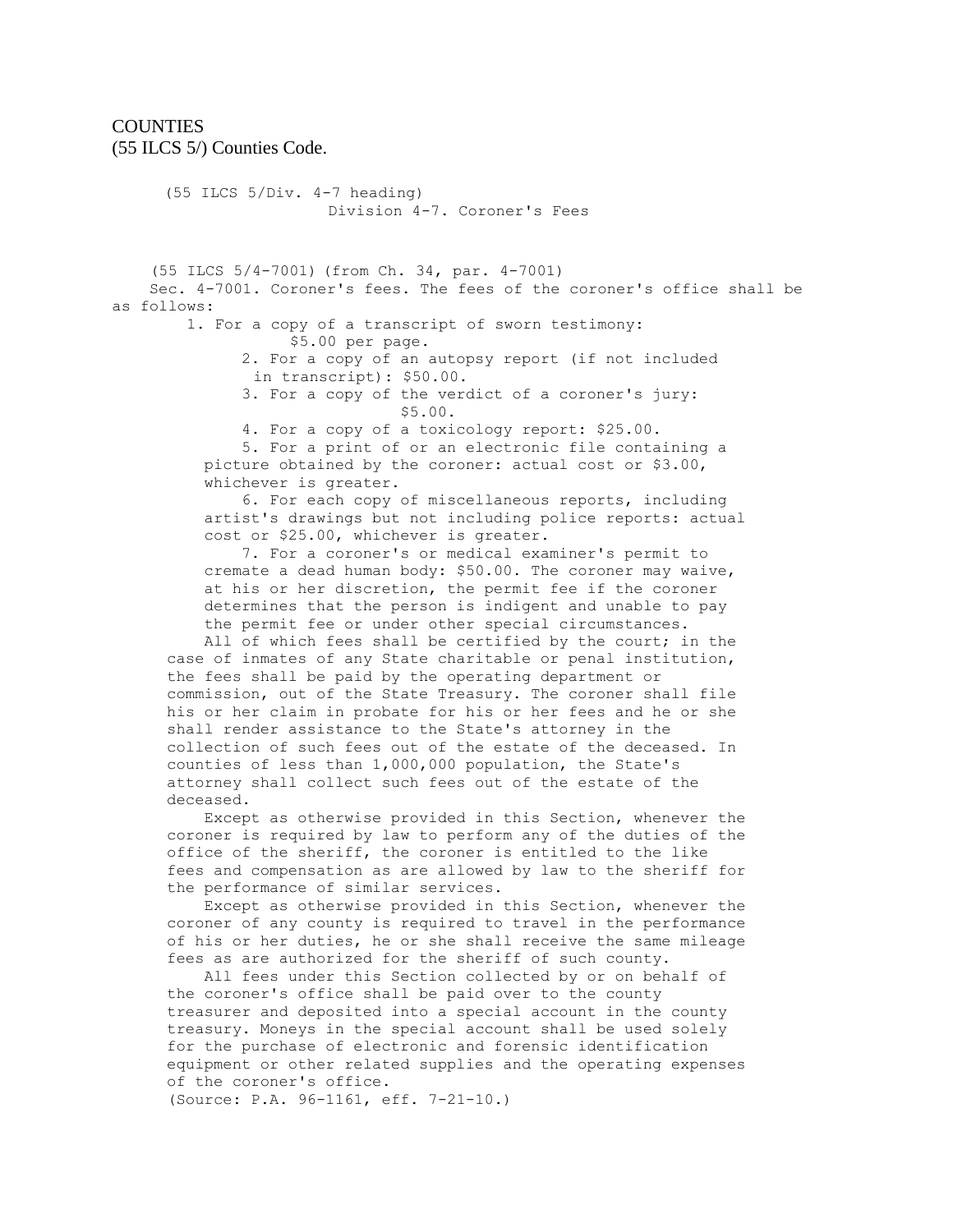COUNTIES
(55 ILCS 5/) Counties Code.

(55 ILCS 5/Div. 4-7 heading)

Division 4-7. Coroner's Fees

(55 ILCS 5/4-7001) (from Ch. 34, par. 4-7001)

Sec. 4-7001. Coroner's fees. The fees of the coroner's office shall be as follows:

1. For a copy of a transcript of sworn testimony: $5.00 per page.
2. For a copy of an autopsy report (if not included in transcript): $50.00.
3. For a copy of the verdict of a coroner's jury: $5.00.
4. For a copy of a toxicology report: $25.00.
5. For a print of or an electronic file containing a picture obtained by the coroner: actual cost or $3.00, whichever is greater.
6. For each copy of miscellaneous reports, including artist's drawings but not including police reports: actual cost or $25.00, whichever is greater.
7. For a coroner's or medical examiner's permit to cremate a dead human body: $50.00. The coroner may waive, at his or her discretion, the permit fee if the coroner determines that the person is indigent and unable to pay the permit fee or under other special circumstances.

All of which fees shall be certified by the court; in the case of inmates of any State charitable or penal institution, the fees shall be paid by the operating department or commission, out of the State Treasury. The coroner shall file his or her claim in probate for his or her fees and he or she shall render assistance to the State's attorney in the collection of such fees out of the estate of the deceased. In counties of less than 1,000,000 population, the State's attorney shall collect such fees out of the estate of the deceased.

Except as otherwise provided in this Section, whenever the coroner is required by law to perform any of the duties of the office of the sheriff, the coroner is entitled to the like fees and compensation as are allowed by law to the sheriff for the performance of similar services.

Except as otherwise provided in this Section, whenever the coroner of any county is required to travel in the performance of his or her duties, he or she shall receive the same mileage fees as are authorized for the sheriff of such county.

All fees under this Section collected by or on behalf of the coroner's office shall be paid over to the county treasurer and deposited into a special account in the county treasury. Moneys in the special account shall be used solely for the purchase of electronic and forensic identification equipment or other related supplies and the operating expenses of the coroner's office.

(Source: P.A. 96-1161, eff. 7-21-10.)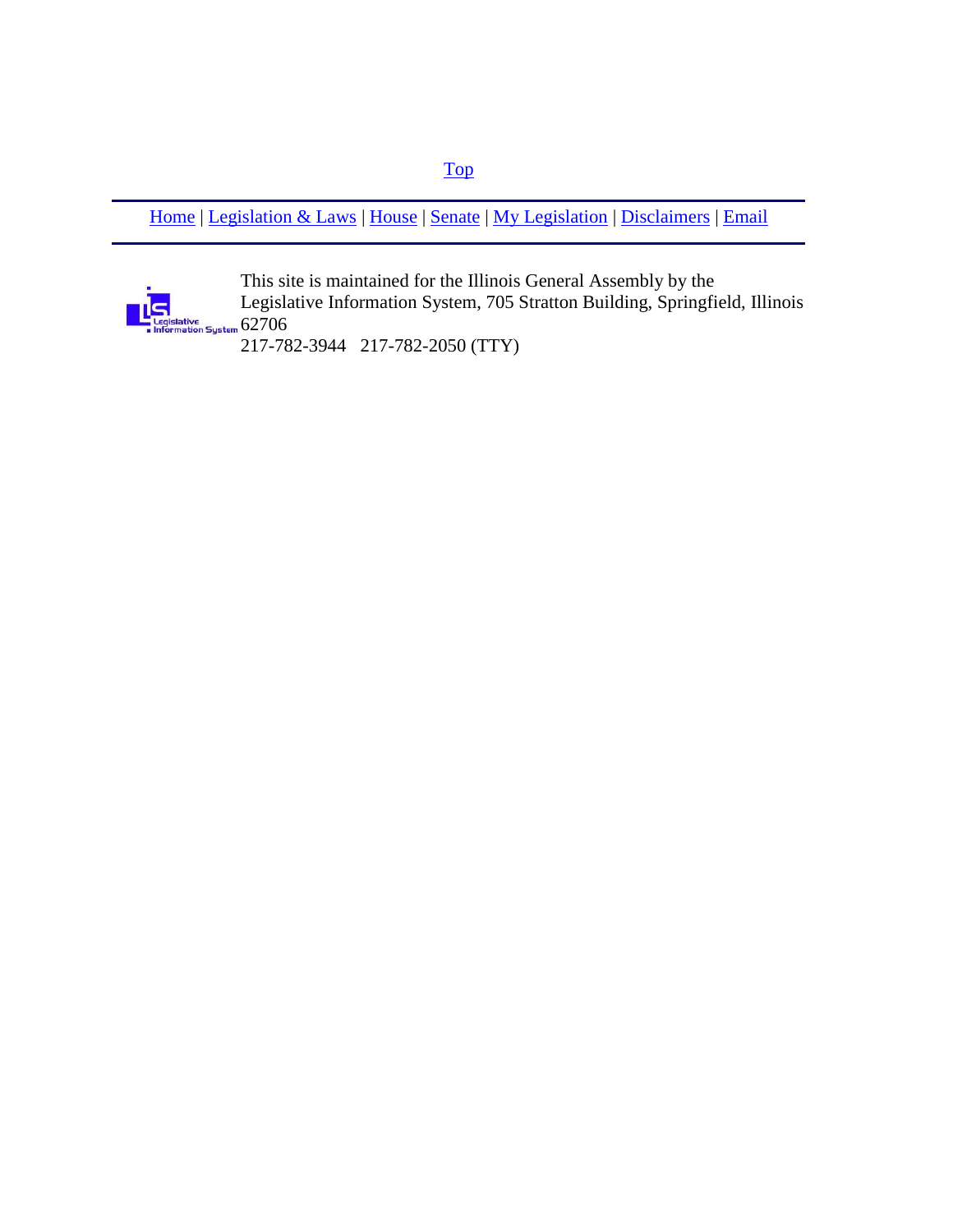Top

---

Home | Legislation & Laws | House | Senate | My Legislation | Disclaimers | Email

---

This site is maintained for the Illinois General Assembly by the Legislative Information System, 705 Stratton Building, Springfield, Illinois 62706
217-782-3944   217-782-2050 (TTY)